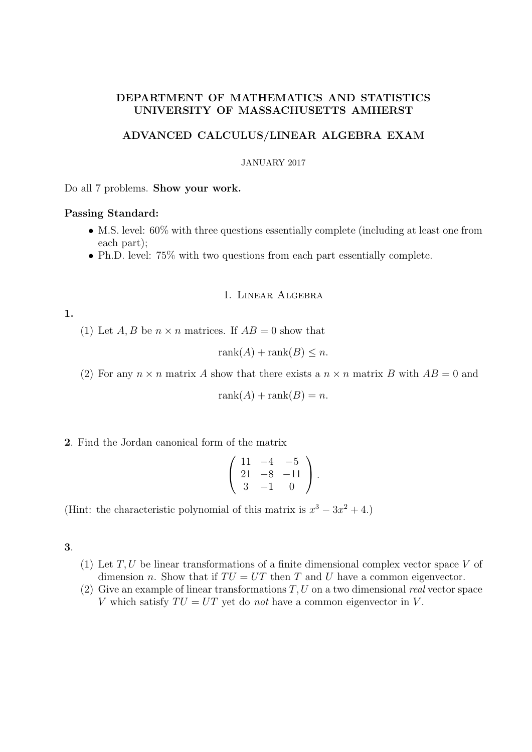# DEPARTMENT OF MATHEMATICS AND STATISTICS
# UNIVERSITY OF MASSACHUSETTS AMHERST

## ADVANCED CALCULUS/LINEAR ALGEBRA EXAM

JANUARY 2017

Do all 7 problems. **Show your work.**

**Passing Standard:**

- M.S. level: 60% with three questions essentially complete (including at least one from each part);
- Ph.D. level: 75% with two questions from each part essentially complete.

## 1. Linear Algebra

**1.**

(1) Let $A, B$ be $n \times n$ matrices. If $AB = 0$ show that

$$\operatorname{rank}(A) + \operatorname{rank}(B) \leq n.$$

(2) For any $n \times n$ matrix $A$ show that there exists a $n \times n$ matrix $B$ with $AB = 0$ and

$$\operatorname{rank}(A) + \operatorname{rank}(B) = n.$$

**2**. Find the Jordan canonical form of the matrix

$$\begin{pmatrix} 11 & -4 & -5 \\ 21 & -8 & -11 \\ 3 & -1 & 0 \end{pmatrix}.$$

(Hint: the characteristic polynomial of this matrix is $x^3 - 3x^2 + 4$.)

**3**.

(1) Let $T, U$ be linear transformations of a finite dimensional complex vector space $V$ of dimension $n$. Show that if $TU = UT$ then $T$ and $U$ have a common eigenvector.

(2) Give an example of linear transformations $T, U$ on a two dimensional *real* vector space $V$ which satisfy $TU = UT$ yet do *not* have a common eigenvector in $V$.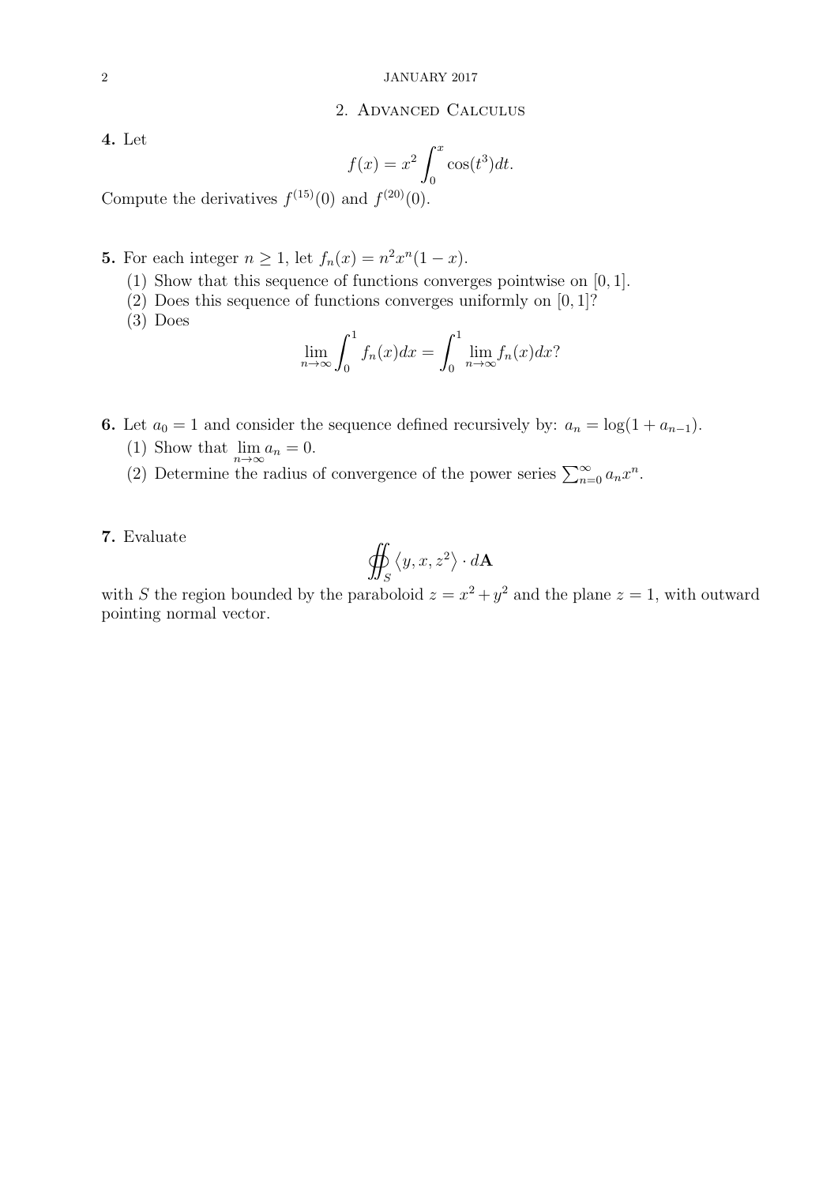## 2. Advanced Calculus

**4.** Let

$$f(x) = x^2 \int_0^x \cos(t^3) dt.$$

Compute the derivatives $f^{(15)}(0)$ and $f^{(20)}(0)$.

**5.** For each integer $n \geq 1$, let $f_n(x) = n^2 x^n (1 - x)$.

(1) Show that this sequence of functions converges pointwise on $[0, 1]$.

(2) Does this sequence of functions converges uniformly on $[0, 1]$?

(3) Does

$$\lim_{n \to \infty} \int_0^1 f_n(x) dx = \int_0^1 \lim_{n \to \infty} f_n(x) dx?$$

**6.** Let $a_0 = 1$ and consider the sequence defined recursively by: $a_n = \log(1 + a_{n-1})$.

(1) Show that $\lim\limits_{n \to \infty} a_n = 0$.

(2) Determine the radius of convergence of the power series $\sum_{n=0}^{\infty} a_n x^n$.

**7.** Evaluate

$$\oiint_S \langle y, x, z^2 \rangle \cdot d\mathbf{A}$$

with $S$ the region bounded by the paraboloid $z = x^2 + y^2$ and the plane $z = 1$, with outward pointing normal vector.